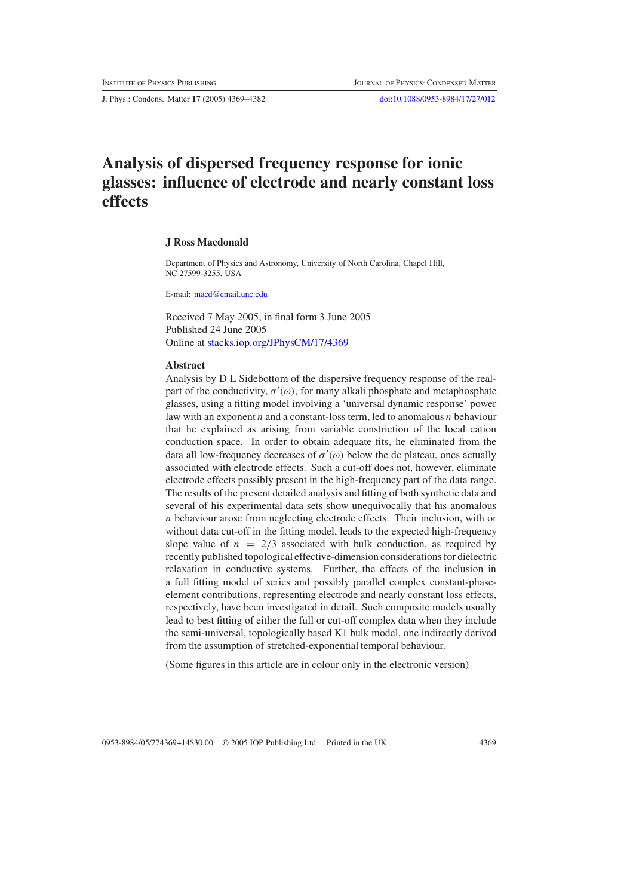# Analysis of dispersed frequency response for ionic glasses: influence of electrode and nearly constant loss effects

**J Ross Macdonald**

Department of Physics and Astronomy, University of North Carolina, Chapel Hill, NC 27599-3255, USA

E-mail: macd@email.unc.edu

Received 7 May 2005, in final form 3 June 2005
Published 24 June 2005
Online at stacks.iop.org/JPhysCM/17/4369

## Abstract

Analysis by D L Sidebottom of the dispersive frequency response of the real-part of the conductivity, $\sigma'(\omega)$, for many alkali phosphate and metaphosphate glasses, using a fitting model involving a 'universal dynamic response' power law with an exponent $n$ and a constant-loss term, led to anomalous $n$ behaviour that he explained as arising from variable constriction of the local cation conduction space. In order to obtain adequate fits, he eliminated from the data all low-frequency decreases of $\sigma'(\omega)$ below the dc plateau, ones actually associated with electrode effects. Such a cut-off does not, however, eliminate electrode effects possibly present in the high-frequency part of the data range. The results of the present detailed analysis and fitting of both synthetic data and several of his experimental data sets show unequivocally that his anomalous $n$ behaviour arose from neglecting electrode effects. Their inclusion, with or without data cut-off in the fitting model, leads to the expected high-frequency slope value of $n = 2/3$ associated with bulk conduction, as required by recently published topological effective-dimension considerations for dielectric relaxation in conductive systems. Further, the effects of the inclusion in a full fitting model of series and possibly parallel complex constant-phase-element contributions, representing electrode and nearly constant loss effects, respectively, have been investigated in detail. Such composite models usually lead to best fitting of either the full or cut-off complex data when they include the semi-universal, topologically based K1 bulk model, one indirectly derived from the assumption of stretched-exponential temporal behaviour.

(Some figures in this article are in colour only in the electronic version)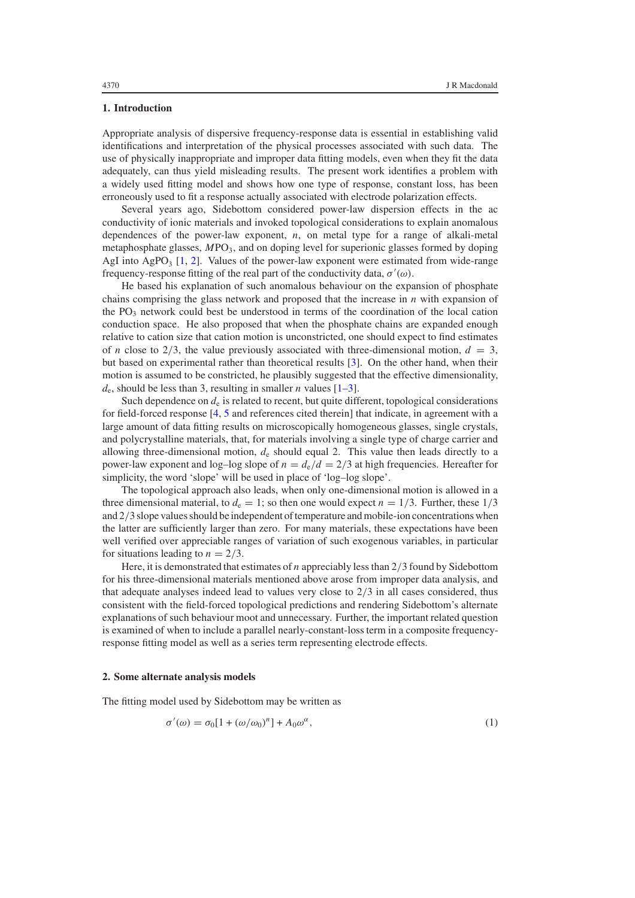## 1. Introduction

Appropriate analysis of dispersive frequency-response data is essential in establishing valid identifications and interpretation of the physical processes associated with such data. The use of physically inappropriate and improper data fitting models, even when they fit the data adequately, can thus yield misleading results. The present work identifies a problem with a widely used fitting model and shows how one type of response, constant loss, has been erroneously used to fit a response actually associated with electrode polarization effects.

Several years ago, Sidebottom considered power-law dispersion effects in the ac conductivity of ionic materials and invoked topological considerations to explain anomalous dependences of the power-law exponent, $n$, on metal type for a range of alkali-metal metaphosphate glasses, $M\mathrm{PO}_3$, and on doping level for superionic glasses formed by doping AgI into $\mathrm{AgPO}_3$ [1, 2]. Values of the power-law exponent were estimated from wide-range frequency-response fitting of the real part of the conductivity data, $\sigma'(\omega)$.

He based his explanation of such anomalous behaviour on the expansion of phosphate chains comprising the glass network and proposed that the increase in $n$ with expansion of the $\mathrm{PO}_3$ network could best be understood in terms of the coordination of the local cation conduction space. He also proposed that when the phosphate chains are expanded enough relative to cation size that cation motion is unconstricted, one should expect to find estimates of $n$ close to $2/3$, the value previously associated with three-dimensional motion, $d = 3$, but based on experimental rather than theoretical results [3]. On the other hand, when their motion is assumed to be constricted, he plausibly suggested that the effective dimensionality, $d_e$, should be less than 3, resulting in smaller $n$ values [1–3].

Such dependence on $d_e$ is related to recent, but quite different, topological considerations for field-forced response [4, 5 and references cited therein] that indicate, in agreement with a large amount of data fitting results on microscopically homogeneous glasses, single crystals, and polycrystalline materials, that, for materials involving a single type of charge carrier and allowing three-dimensional motion, $d_e$ should equal 2. This value then leads directly to a power-law exponent and log–log slope of $n = d_e/d = 2/3$ at high frequencies. Hereafter for simplicity, the word 'slope' will be used in place of 'log–log slope'.

The topological approach also leads, when only one-dimensional motion is allowed in a three dimensional material, to $d_e = 1$; so then one would expect $n = 1/3$. Further, these $1/3$ and $2/3$ slope values should be independent of temperature and mobile-ion concentrations when the latter are sufficiently larger than zero. For many materials, these expectations have been well verified over appreciable ranges of variation of such exogenous variables, in particular for situations leading to $n = 2/3$.

Here, it is demonstrated that estimates of $n$ appreciably less than $2/3$ found by Sidebottom for his three-dimensional materials mentioned above arose from improper data analysis, and that adequate analyses indeed lead to values very close to $2/3$ in all cases considered, thus consistent with the field-forced topological predictions and rendering Sidebottom's alternate explanations of such behaviour moot and unnecessary. Further, the important related question is examined of when to include a parallel nearly-constant-loss term in a composite frequency-response fitting model as well as a series term representing electrode effects.

## 2. Some alternate analysis models

The fitting model used by Sidebottom may be written as

$$\sigma'(\omega) = \sigma_0[1 + (\omega/\omega_0)^n] + A_0\omega^\alpha, \tag{1}$$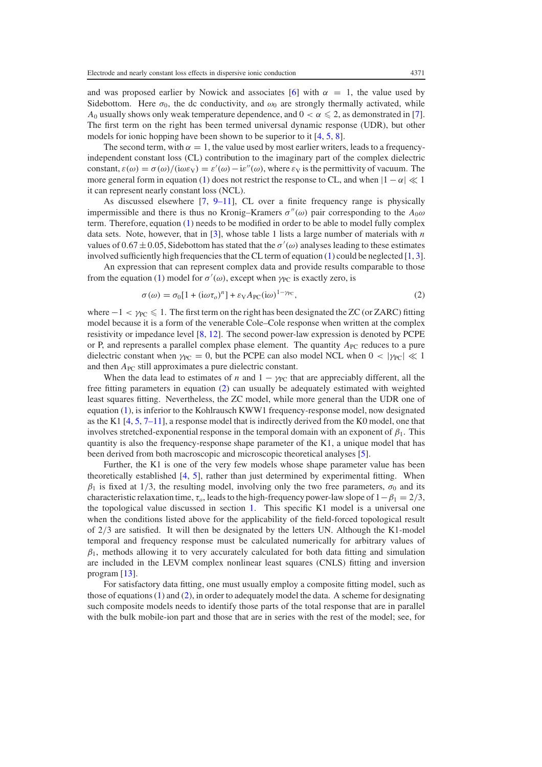and was proposed earlier by Nowick and associates [6] with $\alpha = 1$, the value used by Sidebottom. Here $\sigma_0$, the dc conductivity, and $\omega_0$ are strongly thermally activated, while $A_0$ usually shows only weak temperature dependence, and $0 < \alpha \leqslant 2$, as demonstrated in [7]. The first term on the right has been termed universal dynamic response (UDR), but other models for ionic hopping have been shown to be superior to it [4, 5, 8].

The second term, with $\alpha = 1$, the value used by most earlier writers, leads to a frequency-independent constant loss (CL) contribution to the imaginary part of the complex dielectric constant, $\varepsilon(\omega) = \sigma(\omega)/(\mathrm{i}\omega\varepsilon_V) = \varepsilon'(\omega) - \mathrm{i}\varepsilon''(\omega)$, where $\varepsilon_V$ is the permittivity of vacuum. The more general form in equation (1) does not restrict the response to CL, and when $|1 - \alpha| \ll 1$ it can represent nearly constant loss (NCL).

As discussed elsewhere [7, 9–11], CL over a finite frequency range is physically impermissible and there is thus no Kronig–Kramers $\sigma''(\omega)$ pair corresponding to the $A_0\omega$ term. Therefore, equation (1) needs to be modified in order to be able to model fully complex data sets. Note, however, that in [3], whose table 1 lists a large number of materials with $n$ values of $0.67 \pm 0.05$, Sidebottom has stated that the $\sigma'(\omega)$ analyses leading to these estimates involved sufficiently high frequencies that the CL term of equation (1) could be neglected [1, 3].

An expression that can represent complex data and provide results comparable to those from the equation (1) model for $\sigma'(\omega)$, except when $\gamma_{PC}$ is exactly zero, is

$$\sigma(\omega) = \sigma_0[1 + (\mathrm{i}\omega\tau_o)^n] + \varepsilon_V A_{PC}(\mathrm{i}\omega)^{1-\gamma_{PC}}, \tag{2}$$

where $-1 < \gamma_{PC} \leqslant 1$. The first term on the right has been designated the ZC (or ZARC) fitting model because it is a form of the venerable Cole–Cole response when written at the complex resistivity or impedance level [8, 12]. The second power-law expression is denoted by PCPE or P, and represents a parallel complex phase element. The quantity $A_{PC}$ reduces to a pure dielectric constant when $\gamma_{PC} = 0$, but the PCPE can also model NCL when $0 < |\gamma_{PC}| \ll 1$ and then $A_{PC}$ still approximates a pure dielectric constant.

When the data lead to estimates of $n$ and $1 - \gamma_{PC}$ that are appreciably different, all the free fitting parameters in equation (2) can usually be adequately estimated with weighted least squares fitting. Nevertheless, the ZC model, while more general than the UDR one of equation (1), is inferior to the Kohlrausch KWW1 frequency-response model, now designated as the K1 [4, 5, 7–11], a response model that is indirectly derived from the K0 model, one that involves stretched-exponential response in the temporal domain with an exponent of $\beta_1$. This quantity is also the frequency-response shape parameter of the K1, a unique model that has been derived from both macroscopic and microscopic theoretical analyses [5].

Further, the K1 is one of the very few models whose shape parameter value has been theoretically established [4, 5], rather than just determined by experimental fitting. When $\beta_1$ is fixed at $1/3$, the resulting model, involving only the two free parameters, $\sigma_0$ and its characteristic relaxation time, $\tau_o$, leads to the high-frequency power-law slope of $1-\beta_1 = 2/3$, the topological value discussed in section 1. This specific K1 model is a universal one when the conditions listed above for the applicability of the field-forced topological result of $2/3$ are satisfied. It will then be designated by the letters UN. Although the K1-model temporal and frequency response must be calculated numerically for arbitrary values of $\beta_1$, methods allowing it to very accurately calculated for both data fitting and simulation are included in the LEVM complex nonlinear least squares (CNLS) fitting and inversion program [13].

For satisfactory data fitting, one must usually employ a composite fitting model, such as those of equations (1) and (2), in order to adequately model the data. A scheme for designating such composite models needs to identify those parts of the total response that are in parallel with the bulk mobile-ion part and those that are in series with the rest of the model; see, for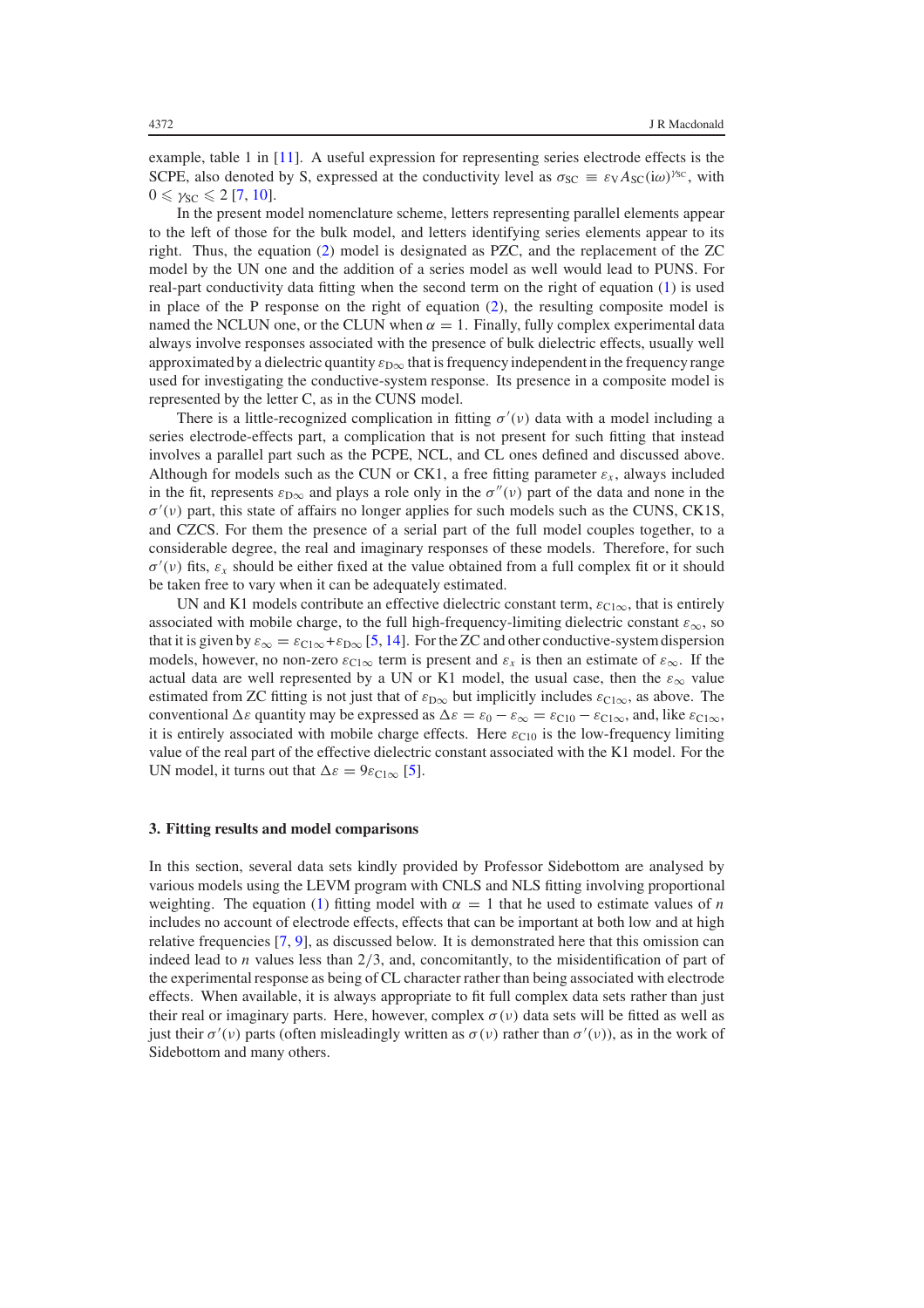example, table 1 in [11]. A useful expression for representing series electrode effects is the SCPE, also denoted by S, expressed at the conductivity level as $\sigma_{SC} \equiv \varepsilon_V A_{SC}(i\omega)^{\gamma_{SC}}$, with $0 \leqslant \gamma_{SC} \leqslant 2$ [7, 10].

In the present model nomenclature scheme, letters representing parallel elements appear to the left of those for the bulk model, and letters identifying series elements appear to its right. Thus, the equation (2) model is designated as PZC, and the replacement of the ZC model by the UN one and the addition of a series model as well would lead to PUNS. For real-part conductivity data fitting when the second term on the right of equation (1) is used in place of the P response on the right of equation (2), the resulting composite model is named the NCLUN one, or the CLUN when $\alpha = 1$. Finally, fully complex experimental data always involve responses associated with the presence of bulk dielectric effects, usually well approximated by a dielectric quantity $\varepsilon_{D\infty}$ that is frequency independent in the frequency range used for investigating the conductive-system response. Its presence in a composite model is represented by the letter C, as in the CUNS model.

There is a little-recognized complication in fitting $\sigma'(\nu)$ data with a model including a series electrode-effects part, a complication that is not present for such fitting that instead involves a parallel part such as the PCPE, NCL, and CL ones defined and discussed above. Although for models such as the CUN or CK1, a free fitting parameter $\varepsilon_x$, always included in the fit, represents $\varepsilon_{D\infty}$ and plays a role only in the $\sigma''(\nu)$ part of the data and none in the $\sigma'(\nu)$ part, this state of affairs no longer applies for such models such as the CUNS, CK1S, and CZCS. For them the presence of a serial part of the full model couples together, to a considerable degree, the real and imaginary responses of these models. Therefore, for such $\sigma'(\nu)$ fits, $\varepsilon_x$ should be either fixed at the value obtained from a full complex fit or it should be taken free to vary when it can be adequately estimated.

UN and K1 models contribute an effective dielectric constant term, $\varepsilon_{C1\infty}$, that is entirely associated with mobile charge, to the full high-frequency-limiting dielectric constant $\varepsilon_\infty$, so that it is given by $\varepsilon_\infty = \varepsilon_{C1\infty} + \varepsilon_{D\infty}$ [5, 14]. For the ZC and other conductive-system dispersion models, however, no non-zero $\varepsilon_{C1\infty}$ term is present and $\varepsilon_x$ is then an estimate of $\varepsilon_\infty$. If the actual data are well represented by a UN or K1 model, the usual case, then the $\varepsilon_\infty$ value estimated from ZC fitting is not just that of $\varepsilon_{D\infty}$ but implicitly includes $\varepsilon_{C1\infty}$, as above. The conventional $\Delta\varepsilon$ quantity may be expressed as $\Delta\varepsilon = \varepsilon_0 - \varepsilon_\infty = \varepsilon_{C10} - \varepsilon_{C1\infty}$, and, like $\varepsilon_{C1\infty}$, it is entirely associated with mobile charge effects. Here $\varepsilon_{C10}$ is the low-frequency limiting value of the real part of the effective dielectric constant associated with the K1 model. For the UN model, it turns out that $\Delta\varepsilon = 9\varepsilon_{C1\infty}$ [5].

## 3. Fitting results and model comparisons

In this section, several data sets kindly provided by Professor Sidebottom are analysed by various models using the LEVM program with CNLS and NLS fitting involving proportional weighting. The equation (1) fitting model with $\alpha = 1$ that he used to estimate values of $n$ includes no account of electrode effects, effects that can be important at both low and at high relative frequencies [7, 9], as discussed below. It is demonstrated here that this omission can indeed lead to $n$ values less than 2/3, and, concomitantly, to the misidentification of part of the experimental response as being of CL character rather than being associated with electrode effects. When available, it is always appropriate to fit full complex data sets rather than just their real or imaginary parts. Here, however, complex $\sigma(\nu)$ data sets will be fitted as well as just their $\sigma'(\nu)$ parts (often misleadingly written as $\sigma(\nu)$ rather than $\sigma'(\nu)$), as in the work of Sidebottom and many others.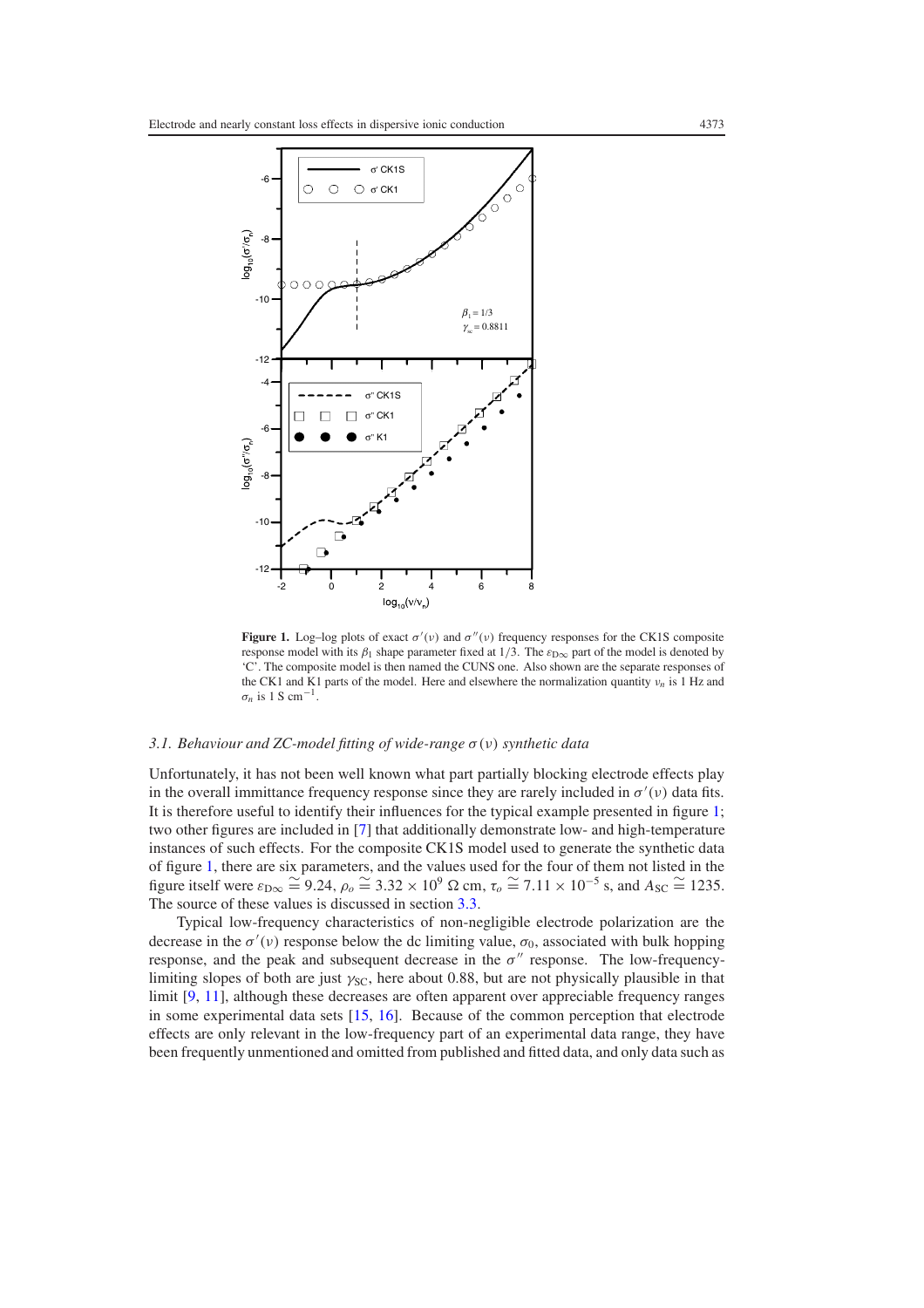**Figure 1.** Log–log plots of exact $\sigma'(\nu)$ and $\sigma''(\nu)$ frequency responses for the CK1S composite response model with its $\beta_1$ shape parameter fixed at 1/3. The $\varepsilon_{D\infty}$ part of the model is denoted by 'C'. The composite model is then named the CUNS one. Also shown are the separate responses of the CK1 and K1 parts of the model. Here and elsewhere the normalization quantity $\nu_n$ is 1 Hz and $\sigma_n$ is 1 S cm$^{-1}$.

### 3.1. *Behaviour and ZC-model fitting of wide-range $\sigma(\nu)$ synthetic data*

Unfortunately, it has not been well known what part partially blocking electrode effects play in the overall immittance frequency response since they are rarely included in $\sigma'(\nu)$ data fits. It is therefore useful to identify their influences for the typical example presented in figure 1; two other figures are included in [7] that additionally demonstrate low- and high-temperature instances of such effects. For the composite CK1S model used to generate the synthetic data of figure 1, there are six parameters, and the values used for the four of them not listed in the figure itself were $\varepsilon_{D\infty} \cong 9.24$, $\rho_o \cong 3.32 \times 10^9\ \Omega$ cm, $\tau_o \cong 7.11 \times 10^{-5}$ s, and $A_{SC} \cong 1235$. The source of these values is discussed in section 3.3.

Typical low-frequency characteristics of non-negligible electrode polarization are the decrease in the $\sigma'(\nu)$ response below the dc limiting value, $\sigma_0$, associated with bulk hopping response, and the peak and subsequent decrease in the $\sigma''$ response. The low-frequency-limiting slopes of both are just $\gamma_{SC}$, here about 0.88, but are not physically plausible in that limit [9, 11], although these decreases are often apparent over appreciable frequency ranges in some experimental data sets [15, 16]. Because of the common perception that electrode effects are only relevant in the low-frequency part of an experimental data range, they have been frequently unmentioned and omitted from published and fitted data, and only data such as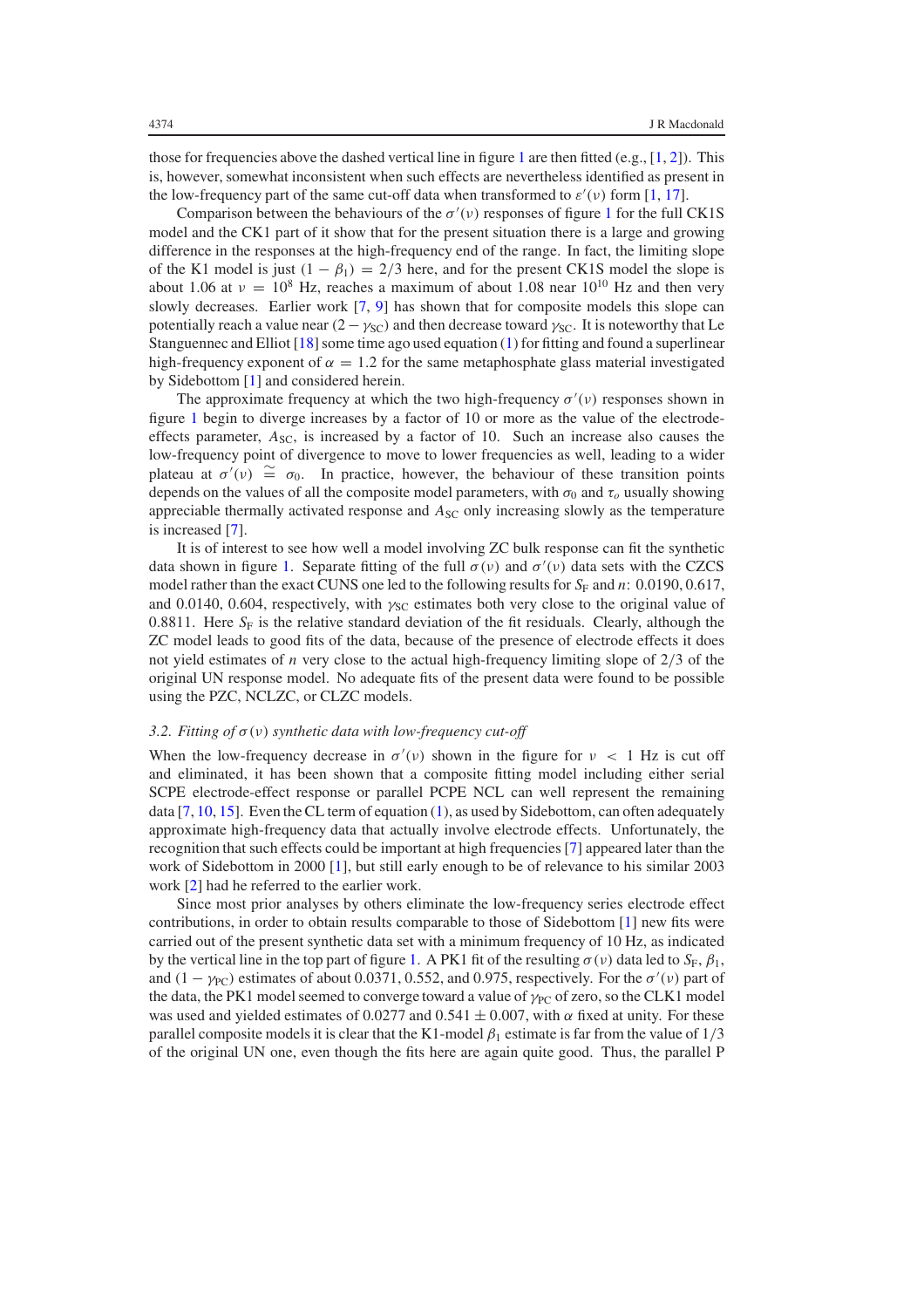those for frequencies above the dashed vertical line in figure 1 are then fitted (e.g., [1, 2]). This is, however, somewhat inconsistent when such effects are nevertheless identified as present in the low-frequency part of the same cut-off data when transformed to $\varepsilon'(\nu)$ form [1, 17].

Comparison between the behaviours of the $\sigma'(\nu)$ responses of figure 1 for the full CK1S model and the CK1 part of it show that for the present situation there is a large and growing difference in the responses at the high-frequency end of the range. In fact, the limiting slope of the K1 model is just $(1 - \beta_1) = 2/3$ here, and for the present CK1S model the slope is about 1.06 at $\nu = 10^8$ Hz, reaches a maximum of about 1.08 near $10^{10}$ Hz and then very slowly decreases. Earlier work [7, 9] has shown that for composite models this slope can potentially reach a value near $(2 - \gamma_{SC})$ and then decrease toward $\gamma_{SC}$. It is noteworthy that Le Stanguennec and Elliot [18] some time ago used equation (1) for fitting and found a superlinear high-frequency exponent of $\alpha = 1.2$ for the same metaphosphate glass material investigated by Sidebottom [1] and considered herein.

The approximate frequency at which the two high-frequency $\sigma'(\nu)$ responses shown in figure 1 begin to diverge increases by a factor of 10 or more as the value of the electrode-effects parameter, $A_{SC}$, is increased by a factor of 10. Such an increase also causes the low-frequency point of divergence to move to lower frequencies as well, leading to a wider plateau at $\sigma'(\nu) \cong \sigma_0$. In practice, however, the behaviour of these transition points depends on the values of all the composite model parameters, with $\sigma_0$ and $\tau_o$ usually showing appreciable thermally activated response and $A_{SC}$ only increasing slowly as the temperature is increased [7].

It is of interest to see how well a model involving ZC bulk response can fit the synthetic data shown in figure 1. Separate fitting of the full $\sigma(\nu)$ and $\sigma'(\nu)$ data sets with the CZCS model rather than the exact CUNS one led to the following results for $S_F$ and $n$: 0.0190, 0.617, and 0.0140, 0.604, respectively, with $\gamma_{SC}$ estimates both very close to the original value of 0.8811. Here $S_F$ is the relative standard deviation of the fit residuals. Clearly, although the ZC model leads to good fits of the data, because of the presence of electrode effects it does not yield estimates of $n$ very close to the actual high-frequency limiting slope of 2/3 of the original UN response model. No adequate fits of the present data were found to be possible using the PZC, NCLZC, or CLZC models.

### 3.2. *Fitting of $\sigma(\nu)$ synthetic data with low-frequency cut-off*

When the low-frequency decrease in $\sigma'(\nu)$ shown in the figure for $\nu < 1$ Hz is cut off and eliminated, it has been shown that a composite fitting model including either serial SCPE electrode-effect response or parallel PCPE NCL can well represent the remaining data [7, 10, 15]. Even the CL term of equation (1), as used by Sidebottom, can often adequately approximate high-frequency data that actually involve electrode effects. Unfortunately, the recognition that such effects could be important at high frequencies [7] appeared later than the work of Sidebottom in 2000 [1], but still early enough to be of relevance to his similar 2003 work [2] had he referred to the earlier work.

Since most prior analyses by others eliminate the low-frequency series electrode effect contributions, in order to obtain results comparable to those of Sidebottom [1] new fits were carried out of the present synthetic data set with a minimum frequency of 10 Hz, as indicated by the vertical line in the top part of figure 1. A PK1 fit of the resulting $\sigma(\nu)$ data led to $S_F$, $\beta_1$, and $(1 - \gamma_{PC})$ estimates of about 0.0371, 0.552, and 0.975, respectively. For the $\sigma'(\nu)$ part of the data, the PK1 model seemed to converge toward a value of $\gamma_{PC}$ of zero, so the CLK1 model was used and yielded estimates of 0.0277 and $0.541 \pm 0.007$, with $\alpha$ fixed at unity. For these parallel composite models it is clear that the K1-model $\beta_1$ estimate is far from the value of 1/3 of the original UN one, even though the fits here are again quite good. Thus, the parallel P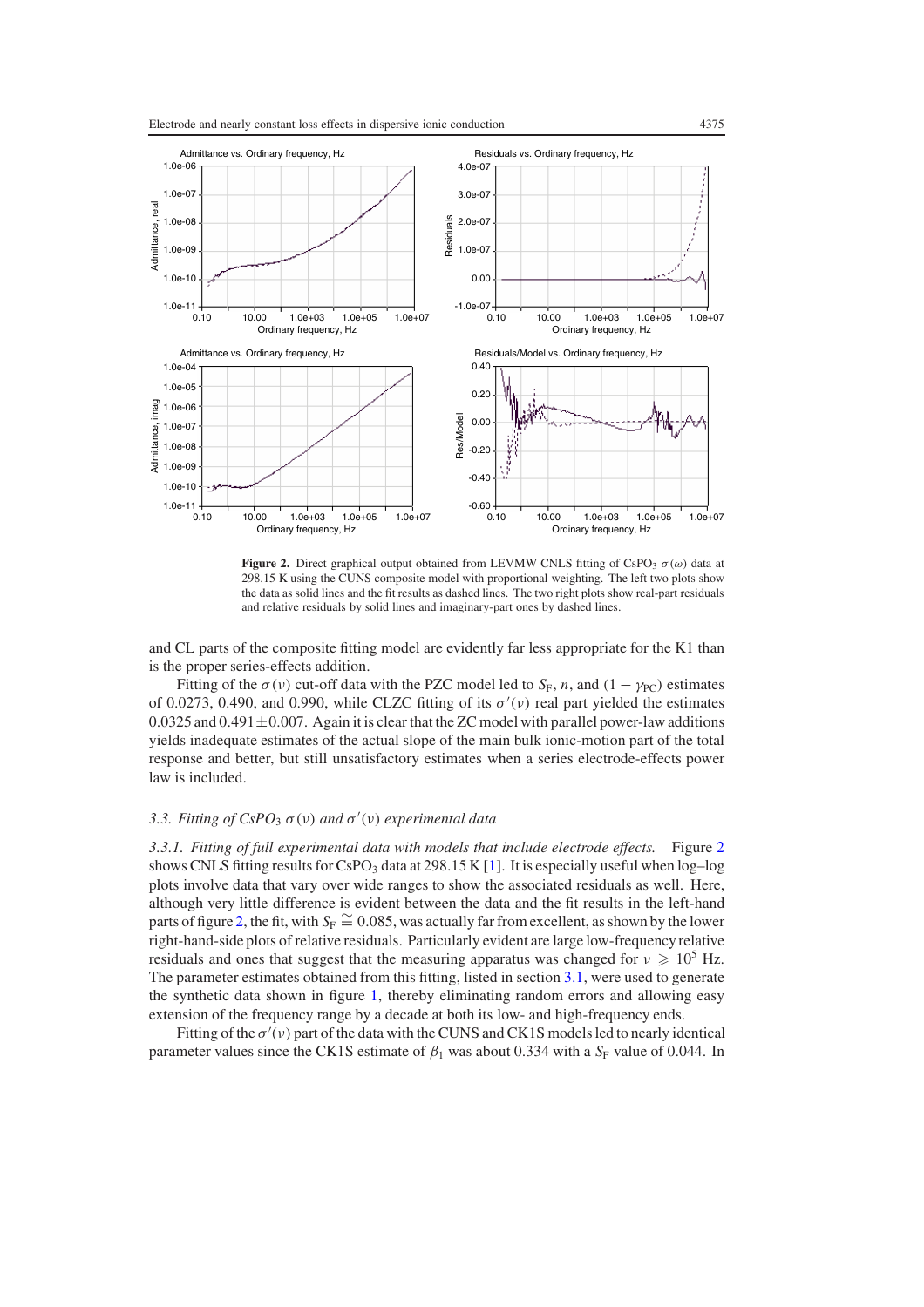**Figure 2.** Direct graphical output obtained from LEVMW CNLS fitting of $CsPO_3$ $\sigma(\omega)$ data at 298.15 K using the CUNS composite model with proportional weighting. The left two plots show the data as solid lines and the fit results as dashed lines. The two right plots show real-part residuals and relative residuals by solid lines and imaginary-part ones by dashed lines.

and CL parts of the composite fitting model are evidently far less appropriate for the K1 than is the proper series-effects addition.

Fitting of the $\sigma(\nu)$ cut-off data with the PZC model led to $S_F$, $n$, and $(1 - \gamma_{PC})$ estimates of 0.0273, 0.490, and 0.990, while CLZC fitting of its $\sigma'(\nu)$ real part yielded the estimates 0.0325 and $0.491 \pm 0.007$. Again it is clear that the ZC model with parallel power-law additions yields inadequate estimates of the actual slope of the main bulk ionic-motion part of the total response and better, but still unsatisfactory estimates when a series electrode-effects power law is included.

### *3.3. Fitting of $CsPO_3$ $\sigma(\nu)$ and $\sigma'(\nu)$ experimental data*

*3.3.1. Fitting of full experimental data with models that include electrode effects.* Figure 2 shows CNLS fitting results for $CsPO_3$ data at 298.15 K [1]. It is especially useful when log–log plots involve data that vary over wide ranges to show the associated residuals as well. Here, although very little difference is evident between the data and the fit results in the left-hand parts of figure 2, the fit, with $S_F \cong 0.085$, was actually far from excellent, as shown by the lower right-hand-side plots of relative residuals. Particularly evident are large low-frequency relative residuals and ones that suggest that the measuring apparatus was changed for $\nu \geqslant 10^5$ Hz. The parameter estimates obtained from this fitting, listed in section 3.1, were used to generate the synthetic data shown in figure 1, thereby eliminating random errors and allowing easy extension of the frequency range by a decade at both its low- and high-frequency ends.

Fitting of the $\sigma'(\nu)$ part of the data with the CUNS and CK1S models led to nearly identical parameter values since the CK1S estimate of $\beta_1$ was about 0.334 with a $S_F$ value of 0.044. In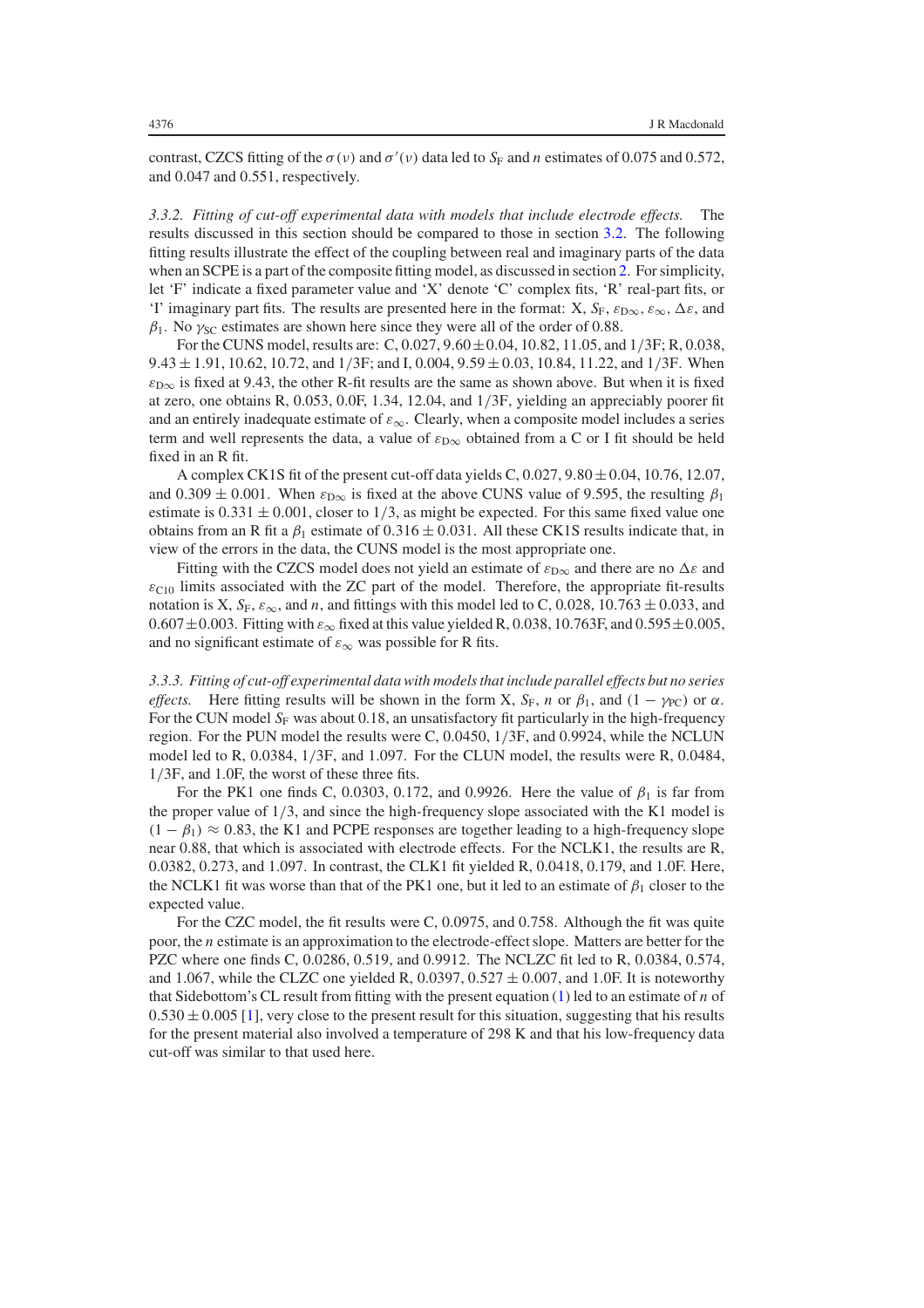contrast, CZCS fitting of the $\sigma(\nu)$ and $\sigma'(\nu)$ data led to $S_F$ and $n$ estimates of 0.075 and 0.572, and 0.047 and 0.551, respectively.

*3.3.2. Fitting of cut-off experimental data with models that include electrode effects.* The results discussed in this section should be compared to those in section 3.2. The following fitting results illustrate the effect of the coupling between real and imaginary parts of the data when an SCPE is a part of the composite fitting model, as discussed in section 2. For simplicity, let 'F' indicate a fixed parameter value and 'X' denote 'C' complex fits, 'R' real-part fits, or 'I' imaginary part fits. The results are presented here in the format: X, $S_F$, $\varepsilon_{D\infty}$, $\varepsilon_\infty$, $\Delta\varepsilon$, and $\beta_1$. No $\gamma_{SC}$ estimates are shown here since they were all of the order of 0.88.

For the CUNS model, results are: C, 0.027, $9.60 \pm 0.04$, 10.82, 11.05, and 1/3F; R, 0.038, $9.43 \pm 1.91$, 10.62, 10.72, and 1/3F; and I, 0.004, $9.59 \pm 0.03$, 10.84, 11.22, and 1/3F. When $\varepsilon_{D\infty}$ is fixed at 9.43, the other R-fit results are the same as shown above. But when it is fixed at zero, one obtains R, 0.053, 0.0F, 1.34, 12.04, and 1/3F, yielding an appreciably poorer fit and an entirely inadequate estimate of $\varepsilon_\infty$. Clearly, when a composite model includes a series term and well represents the data, a value of $\varepsilon_{D\infty}$ obtained from a C or I fit should be held fixed in an R fit.

A complex CK1S fit of the present cut-off data yields C, 0.027, $9.80 \pm 0.04$, 10.76, 12.07, and $0.309 \pm 0.001$. When $\varepsilon_{D\infty}$ is fixed at the above CUNS value of 9.595, the resulting $\beta_1$ estimate is $0.331 \pm 0.001$, closer to 1/3, as might be expected. For this same fixed value one obtains from an R fit a $\beta_1$ estimate of $0.316 \pm 0.031$. All these CK1S results indicate that, in view of the errors in the data, the CUNS model is the most appropriate one.

Fitting with the CZCS model does not yield an estimate of $\varepsilon_{D\infty}$ and there are no $\Delta\varepsilon$ and $\varepsilon_{C10}$ limits associated with the ZC part of the model. Therefore, the appropriate fit-results notation is X, $S_F$, $\varepsilon_\infty$, and $n$, and fittings with this model led to C, 0.028, $10.763 \pm 0.033$, and $0.607 \pm 0.003$. Fitting with $\varepsilon_\infty$ fixed at this value yielded R, 0.038, 10.763F, and $0.595 \pm 0.005$, and no significant estimate of $\varepsilon_\infty$ was possible for R fits.

*3.3.3. Fitting of cut-off experimental data with models that include parallel effects but no series effects.* Here fitting results will be shown in the form X, $S_F$, $n$ or $\beta_1$, and $(1 - \gamma_{PC})$ or $\alpha$. For the CUN model $S_F$ was about 0.18, an unsatisfactory fit particularly in the high-frequency region. For the PUN model the results were C, 0.0450, 1/3F, and 0.9924, while the NCLUN model led to R, 0.0384, 1/3F, and 1.097. For the CLUN model, the results were R, 0.0484, 1/3F, and 1.0F, the worst of these three fits.

For the PK1 one finds C, 0.0303, 0.172, and 0.9926. Here the value of $\beta_1$ is far from the proper value of 1/3, and since the high-frequency slope associated with the K1 model is $(1 - \beta_1) \approx 0.83$, the K1 and PCPE responses are together leading to a high-frequency slope near 0.88, that which is associated with electrode effects. For the NCLK1, the results are R, 0.0382, 0.273, and 1.097. In contrast, the CLK1 fit yielded R, 0.0418, 0.179, and 1.0F. Here, the NCLK1 fit was worse than that of the PK1 one, but it led to an estimate of $\beta_1$ closer to the expected value.

For the CZC model, the fit results were C, 0.0975, and 0.758. Although the fit was quite poor, the $n$ estimate is an approximation to the electrode-effect slope. Matters are better for the PZC where one finds C, 0.0286, 0.519, and 0.9912. The NCLZC fit led to R, 0.0384, 0.574, and 1.067, while the CLZC one yielded R, 0.0397, $0.527 \pm 0.007$, and 1.0F. It is noteworthy that Sidebottom's CL result from fitting with the present equation (1) led to an estimate of $n$ of $0.530 \pm 0.005$ [1], very close to the present result for this situation, suggesting that his results for the present material also involved a temperature of 298 K and that his low-frequency data cut-off was similar to that used here.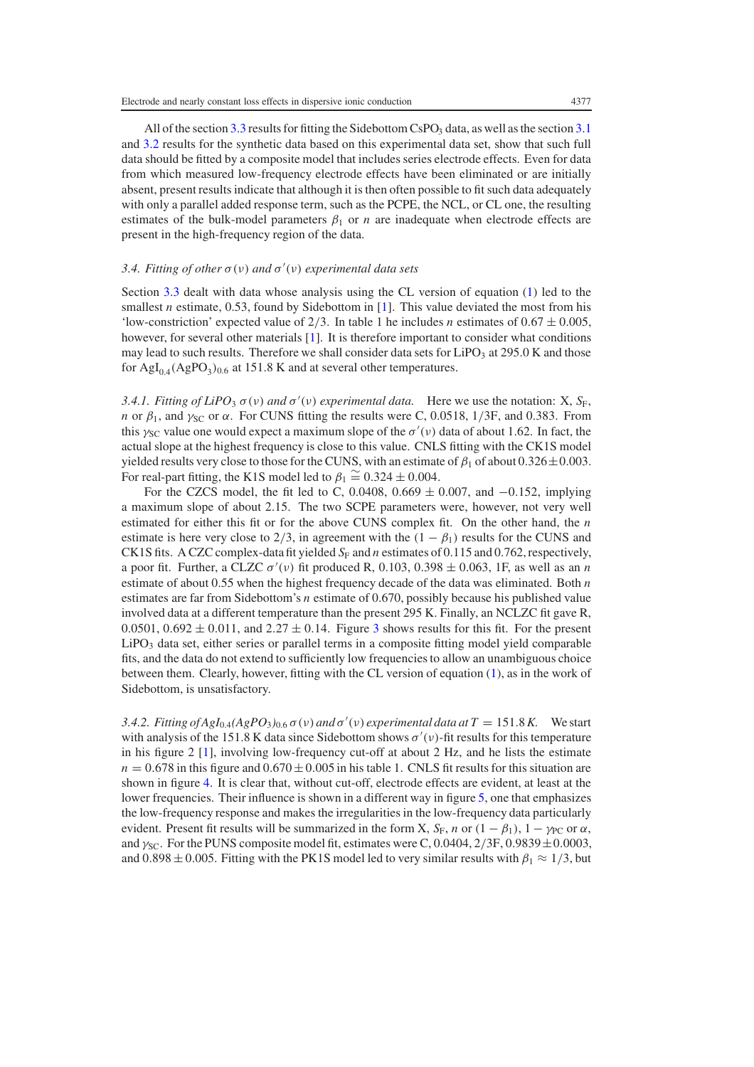All of the section 3.3 results for fitting the Sidebottom $CsPO_3$ data, as well as the section 3.1 and 3.2 results for the synthetic data based on this experimental data set, show that such full data should be fitted by a composite model that includes series electrode effects. Even for data from which measured low-frequency electrode effects have been eliminated or are initially absent, present results indicate that although it is then often possible to fit such data adequately with only a parallel added response term, such as the PCPE, the NCL, or CL one, the resulting estimates of the bulk-model parameters $\beta_1$ or $n$ are inadequate when electrode effects are present in the high-frequency region of the data.

### 3.4. Fitting of other $\sigma(\nu)$ and $\sigma'(\nu)$ experimental data sets

Section 3.3 dealt with data whose analysis using the CL version of equation (1) led to the smallest $n$ estimate, 0.53, found by Sidebottom in [1]. This value deviated the most from his 'low-constriction' expected value of 2/3. In table 1 he includes $n$ estimates of $0.67 \pm 0.005$, however, for several other materials [1]. It is therefore important to consider what conditions may lead to such results. Therefore we shall consider data sets for $LiPO_3$ at 295.0 K and those for $AgI_{0.4}(AgPO_3)_{0.6}$ at 151.8 K and at several other temperatures.

*3.4.1. Fitting of $LiPO_3$ $\sigma(\nu)$ and $\sigma'(\nu)$ experimental data.* Here we use the notation: X, $S_F$, $n$ or $\beta_1$, and $\gamma_{SC}$ or $\alpha$. For CUNS fitting the results were C, 0.0518, 1/3F, and 0.383. From this $\gamma_{SC}$ value one would expect a maximum slope of the $\sigma'(\nu)$ data of about 1.62. In fact, the actual slope at the highest frequency is close to this value. CNLS fitting with the CK1S model yielded results very close to those for the CUNS, with an estimate of $\beta_1$ of about $0.326 \pm 0.003$. For real-part fitting, the K1S model led to $\beta_1 \cong 0.324 \pm 0.004$.

For the CZCS model, the fit led to C, 0.0408, $0.669 \pm 0.007$, and $-0.152$, implying a maximum slope of about 2.15. The two SCPE parameters were, however, not very well estimated for either this fit or for the above CUNS complex fit. On the other hand, the $n$ estimate is here very close to 2/3, in agreement with the $(1 - \beta_1)$ results for the CUNS and CK1S fits. A CZC complex-data fit yielded $S_F$ and $n$ estimates of 0.115 and 0.762, respectively, a poor fit. Further, a CLZC $\sigma'(\nu)$ fit produced R, 0.103, $0.398 \pm 0.063$, 1F, as well as an $n$ estimate of about 0.55 when the highest frequency decade of the data was eliminated. Both $n$ estimates are far from Sidebottom's $n$ estimate of 0.670, possibly because his published value involved data at a different temperature than the present 295 K. Finally, an NCLZC fit gave R, 0.0501, $0.692 \pm 0.011$, and $2.27 \pm 0.14$. Figure 3 shows results for this fit. For the present $LiPO_3$ data set, either series or parallel terms in a composite fitting model yield comparable fits, and the data do not extend to sufficiently low frequencies to allow an unambiguous choice between them. Clearly, however, fitting with the CL version of equation (1), as in the work of Sidebottom, is unsatisfactory.

*3.4.2. Fitting of $AgI_{0.4}(AgPO_3)_{0.6}$ $\sigma(\nu)$ and $\sigma'(\nu)$ experimental data at $T = 151.8$ K.* We start with analysis of the 151.8 K data since Sidebottom shows $\sigma'(\nu)$-fit results for this temperature in his figure 2 [1], involving low-frequency cut-off at about 2 Hz, and he lists the estimate $n = 0.678$ in this figure and $0.670 \pm 0.005$ in his table 1. CNLS fit results for this situation are shown in figure 4. It is clear that, without cut-off, electrode effects are evident, at least at the lower frequencies. Their influence is shown in a different way in figure 5, one that emphasizes the low-frequency response and makes the irregularities in the low-frequency data particularly evident. Present fit results will be summarized in the form X, $S_F$, $n$ or $(1 - \beta_1)$, $1 - \gamma_{PC}$ or $\alpha$, and $\gamma_{SC}$. For the PUNS composite model fit, estimates were C, 0.0404, 2/3F, $0.9839 \pm 0.0003$, and $0.898 \pm 0.005$. Fitting with the PK1S model led to very similar results with $\beta_1 \approx 1/3$, but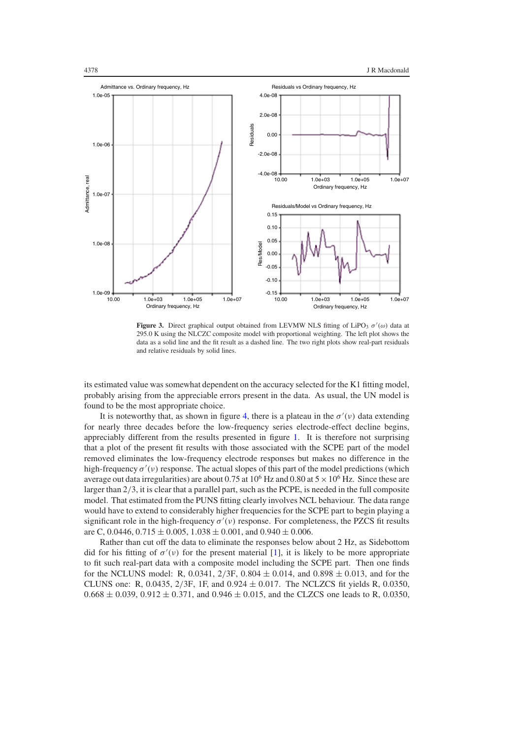**Figure 3.** Direct graphical output obtained from LEVMW NLS fitting of $LiPO_3$ $\sigma'(\omega)$ data at 295.0 K using the NLCZC composite model with proportional weighting. The left plot shows the data as a solid line and the fit result as a dashed line. The two right plots show real-part residuals and relative residuals by solid lines.

its estimated value was somewhat dependent on the accuracy selected for the K1 fitting model, probably arising from the appreciable errors present in the data. As usual, the UN model is found to be the most appropriate choice.

It is noteworthy that, as shown in figure 4, there is a plateau in the $\sigma'(\nu)$ data extending for nearly three decades before the low-frequency series electrode-effect decline begins, appreciably different from the results presented in figure 1. It is therefore not surprising that a plot of the present fit results with those associated with the SCPE part of the model removed eliminates the low-frequency electrode responses but makes no difference in the high-frequency $\sigma'(\nu)$ response. The actual slopes of this part of the model predictions (which average out data irregularities) are about 0.75 at $10^6$ Hz and 0.80 at $5 \times 10^6$ Hz. Since these are larger than $2/3$, it is clear that a parallel part, such as the PCPE, is needed in the full composite model. That estimated from the PUNS fitting clearly involves NCL behaviour. The data range would have to extend to considerably higher frequencies for the SCPE part to begin playing a significant role in the high-frequency $\sigma'(\nu)$ response. For completeness, the PZCS fit results are C, 0.0446, $0.715 \pm 0.005$, $1.038 \pm 0.001$, and $0.940 \pm 0.006$.

Rather than cut off the data to eliminate the responses below about 2 Hz, as Sidebottom did for his fitting of $\sigma'(\nu)$ for the present material [1], it is likely to be more appropriate to fit such real-part data with a composite model including the SCPE part. Then one finds for the NCLUNS model: R, 0.0341, 2/3F, $0.804 \pm 0.014$, and $0.898 \pm 0.013$, and for the CLUNS one: R, 0.0435, 2/3F, 1F, and $0.924 \pm 0.017$. The NCLZCS fit yields R, 0.0350, $0.668 \pm 0.039$, $0.912 \pm 0.371$, and $0.946 \pm 0.015$, and the CLZCS one leads to R, 0.0350,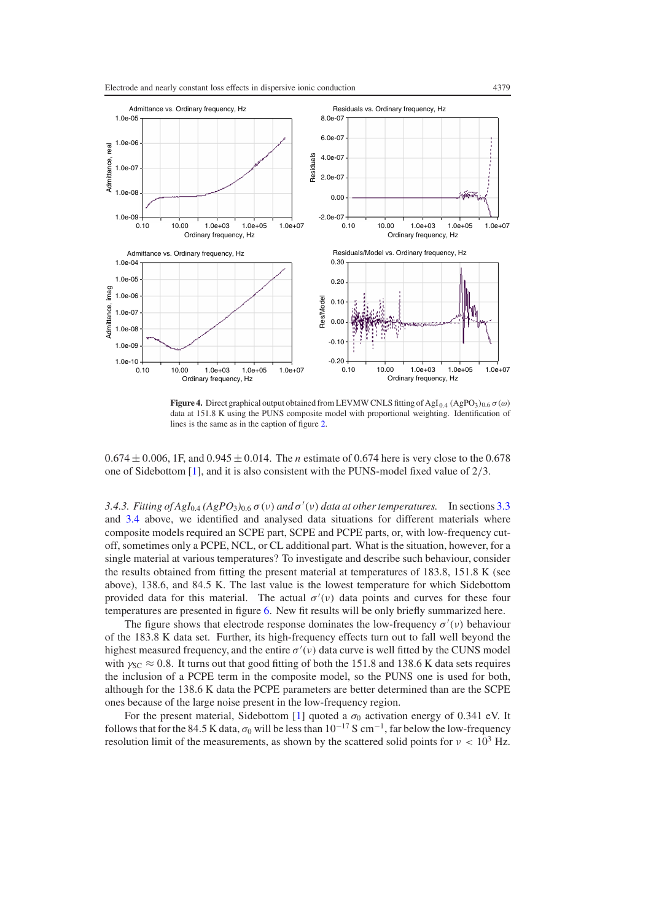**Figure 4.** Direct graphical output obtained from LEVMW CNLS fitting of $AgI_{0.4}$ $(AgPO_3)_{0.6}\,\sigma(\omega)$ data at 151.8 K using the PUNS composite model with proportional weighting. Identification of lines is the same as in the caption of figure 2.

$0.674 \pm 0.006$, 1F, and $0.945 \pm 0.014$. The $n$ estimate of 0.674 here is very close to the 0.678 one of Sidebottom [1], and it is also consistent with the PUNS-model fixed value of 2/3.

*3.4.3. Fitting of $AgI_{0.4}$ $(AgPO_3)_{0.6}\,\sigma(\nu)$ and $\sigma'(\nu)$ data at other temperatures.* In sections 3.3 and 3.4 above, we identified and analysed data situations for different materials where composite models required an SCPE part, SCPE and PCPE parts, or, with low-frequency cut-off, sometimes only a PCPE, NCL, or CL additional part. What is the situation, however, for a single material at various temperatures? To investigate and describe such behaviour, consider the results obtained from fitting the present material at temperatures of 183.8, 151.8 K (see above), 138.6, and 84.5 K. The last value is the lowest temperature for which Sidebottom provided data for this material. The actual $\sigma'(\nu)$ data points and curves for these four temperatures are presented in figure 6. New fit results will be only briefly summarized here.

The figure shows that electrode response dominates the low-frequency $\sigma'(\nu)$ behaviour of the 183.8 K data set. Further, its high-frequency effects turn out to fall well beyond the highest measured frequency, and the entire $\sigma'(\nu)$ data curve is well fitted by the CUNS model with $\gamma_{SC} \approx 0.8$. It turns out that good fitting of both the 151.8 and 138.6 K data sets requires the inclusion of a PCPE term in the composite model, so the PUNS one is used for both, although for the 138.6 K data the PCPE parameters are better determined than are the SCPE ones because of the large noise present in the low-frequency region.

For the present material, Sidebottom [1] quoted a $\sigma_0$ activation energy of 0.341 eV. It follows that for the 84.5 K data, $\sigma_0$ will be less than $10^{-17}$ S cm$^{-1}$, far below the low-frequency resolution limit of the measurements, as shown by the scattered solid points for $\nu < 10^3$ Hz.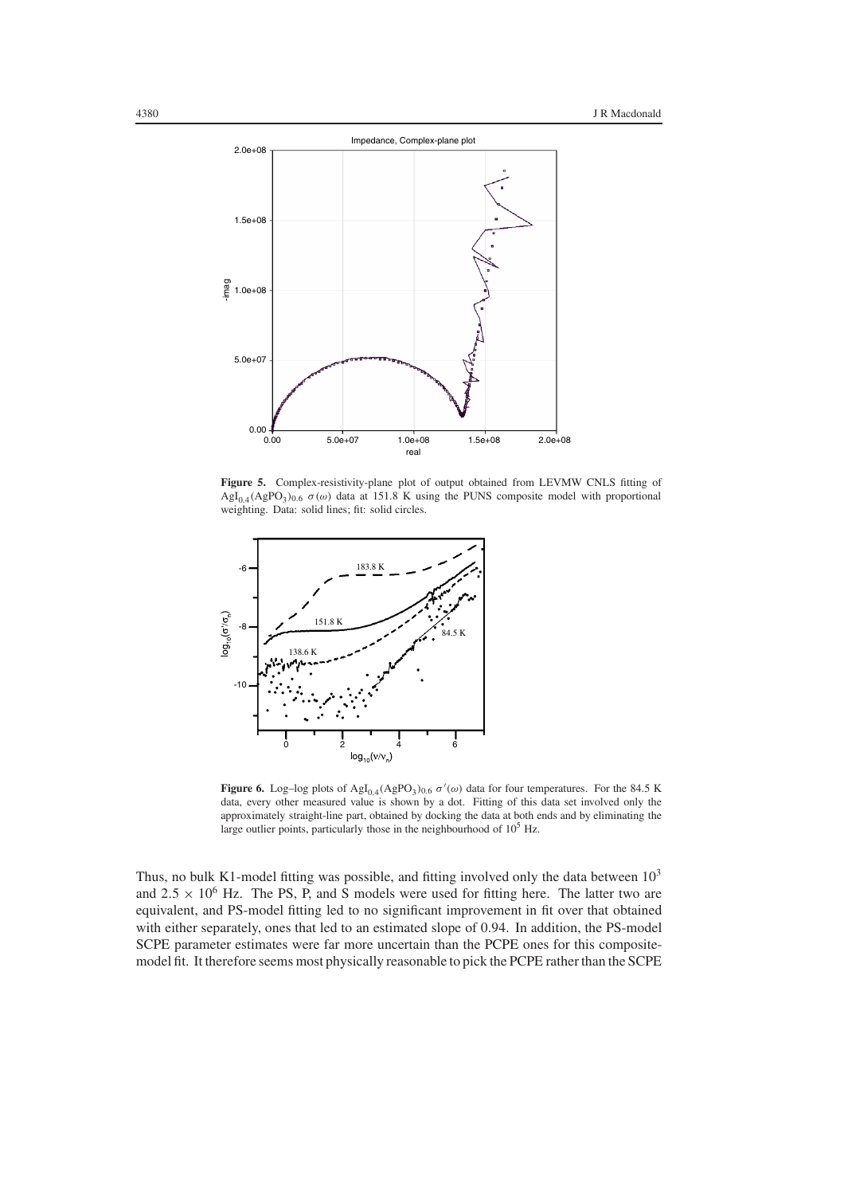**Figure 5.** Complex-resistivity-plane plot of output obtained from LEVMW CNLS fitting of $AgI_{0.4}(AgPO_3)_{0.6}$ $\sigma(\omega)$ data at 151.8 K using the PUNS composite model with proportional weighting. Data: solid lines; fit: solid circles.

**Figure 6.** Log–log plots of $AgI_{0.4}(AgPO_3)_{0.6}$ $\sigma'(\omega)$ data for four temperatures. For the 84.5 K data, every other measured value is shown by a dot. Fitting of this data set involved only the approximately straight-line part, obtained by docking the data at both ends and by eliminating the large outlier points, particularly those in the neighbourhood of $10^5$ Hz.

Thus, no bulk K1-model fitting was possible, and fitting involved only the data between $10^3$ and $2.5 \times 10^6$ Hz. The PS, P, and S models were used for fitting here. The latter two are equivalent, and PS-model fitting led to no significant improvement in fit over that obtained with either separately, ones that led to an estimated slope of 0.94. In addition, the PS-model SCPE parameter estimates were far more uncertain than the PCPE ones for this composite-model fit. It therefore seems most physically reasonable to pick the PCPE rather than the SCPE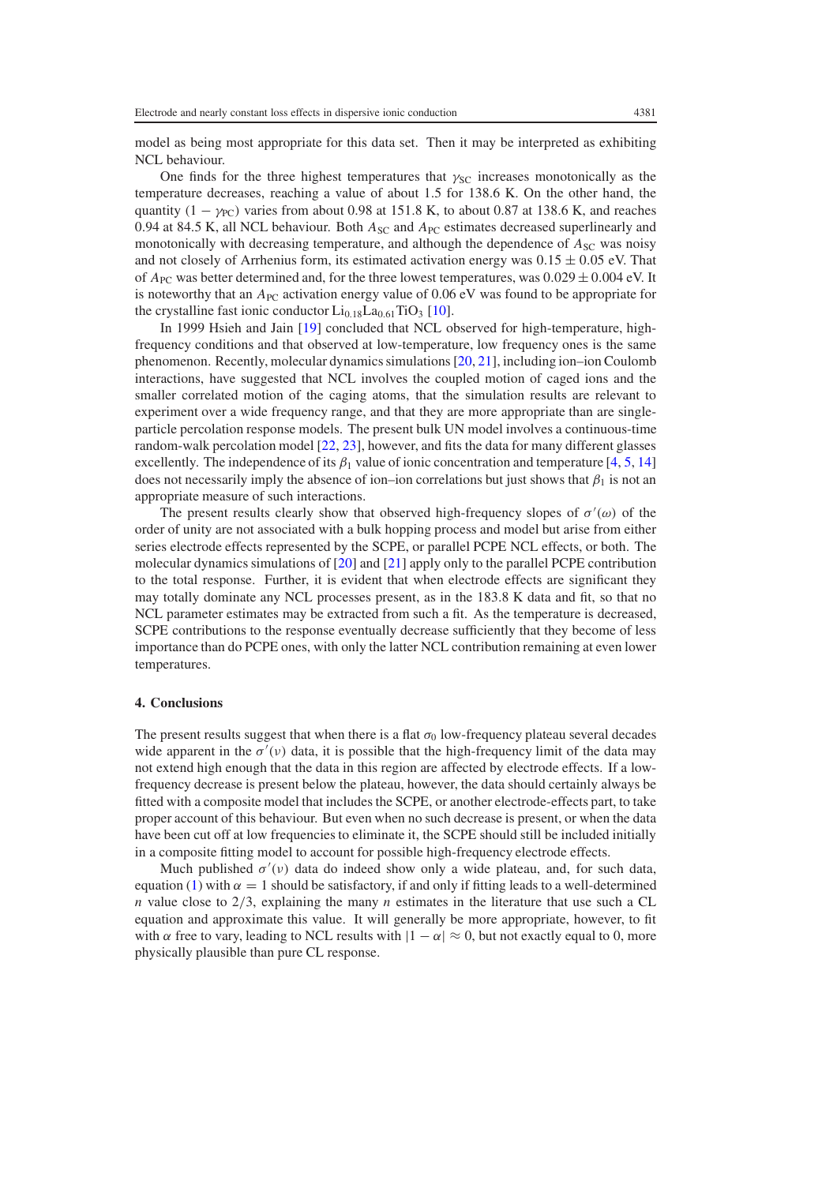model as being most appropriate for this data set. Then it may be interpreted as exhibiting NCL behaviour.

One finds for the three highest temperatures that $\gamma_{SC}$ increases monotonically as the temperature decreases, reaching a value of about 1.5 for 138.6 K. On the other hand, the quantity $(1 - \gamma_{PC})$ varies from about 0.98 at 151.8 K, to about 0.87 at 138.6 K, and reaches 0.94 at 84.5 K, all NCL behaviour. Both $A_{SC}$ and $A_{PC}$ estimates decreased superlinearly and monotonically with decreasing temperature, and although the dependence of $A_{SC}$ was noisy and not closely of Arrhenius form, its estimated activation energy was $0.15 \pm 0.05$ eV. That of $A_{PC}$ was better determined and, for the three lowest temperatures, was $0.029 \pm 0.004$ eV. It is noteworthy that an $A_{PC}$ activation energy value of 0.06 eV was found to be appropriate for the crystalline fast ionic conductor $Li_{0.18}La_{0.61}TiO_3$ [10].

In 1999 Hsieh and Jain [19] concluded that NCL observed for high-temperature, high-frequency conditions and that observed at low-temperature, low frequency ones is the same phenomenon. Recently, molecular dynamics simulations [20, 21], including ion–ion Coulomb interactions, have suggested that NCL involves the coupled motion of caged ions and the smaller correlated motion of the caging atoms, that the simulation results are relevant to experiment over a wide frequency range, and that they are more appropriate than are single-particle percolation response models. The present bulk UN model involves a continuous-time random-walk percolation model [22, 23], however, and fits the data for many different glasses excellently. The independence of its $\beta_1$ value of ionic concentration and temperature [4, 5, 14] does not necessarily imply the absence of ion–ion correlations but just shows that $\beta_1$ is not an appropriate measure of such interactions.

The present results clearly show that observed high-frequency slopes of $\sigma'(\omega)$ of the order of unity are not associated with a bulk hopping process and model but arise from either series electrode effects represented by the SCPE, or parallel PCPE NCL effects, or both. The molecular dynamics simulations of [20] and [21] apply only to the parallel PCPE contribution to the total response. Further, it is evident that when electrode effects are significant they may totally dominate any NCL processes present, as in the 183.8 K data and fit, so that no NCL parameter estimates may be extracted from such a fit. As the temperature is decreased, SCPE contributions to the response eventually decrease sufficiently that they become of less importance than do PCPE ones, with only the latter NCL contribution remaining at even lower temperatures.

## 4. Conclusions

The present results suggest that when there is a flat $\sigma_0$ low-frequency plateau several decades wide apparent in the $\sigma'(\nu)$ data, it is possible that the high-frequency limit of the data may not extend high enough that the data in this region are affected by electrode effects. If a low-frequency decrease is present below the plateau, however, the data should certainly always be fitted with a composite model that includes the SCPE, or another electrode-effects part, to take proper account of this behaviour. But even when no such decrease is present, or when the data have been cut off at low frequencies to eliminate it, the SCPE should still be included initially in a composite fitting model to account for possible high-frequency electrode effects.

Much published $\sigma'(\nu)$ data do indeed show only a wide plateau, and, for such data, equation (1) with $\alpha = 1$ should be satisfactory, if and only if fitting leads to a well-determined $n$ value close to $2/3$, explaining the many $n$ estimates in the literature that use such a CL equation and approximate this value. It will generally be more appropriate, however, to fit with $\alpha$ free to vary, leading to NCL results with $|1 - \alpha| \approx 0$, but not exactly equal to 0, more physically plausible than pure CL response.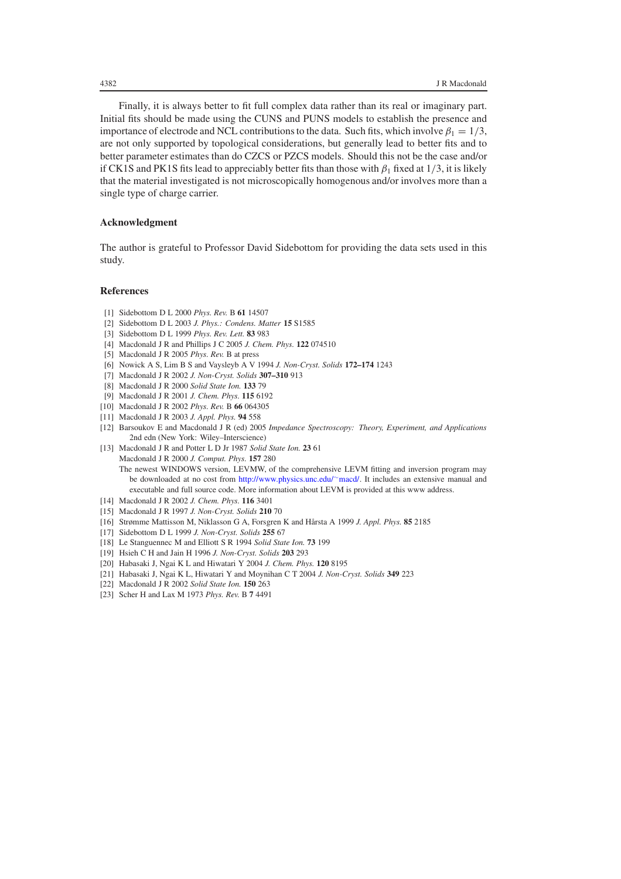Finally, it is always better to fit full complex data rather than its real or imaginary part. Initial fits should be made using the CUNS and PUNS models to establish the presence and importance of electrode and NCL contributions to the data. Such fits, which involve $\beta_1 = 1/3$, are not only supported by topological considerations, but generally lead to better fits and to better parameter estimates than do CZCS or PZCS models. Should this not be the case and/or if CK1S and PK1S fits lead to appreciably better fits than those with $\beta_1$ fixed at $1/3$, it is likely that the material investigated is not microscopically homogenous and/or involves more than a single type of charge carrier.

### Acknowledgment

The author is grateful to Professor David Sidebottom for providing the data sets used in this study.

### References

[1] Sidebottom D L 2000 *Phys. Rev.* B **61** 14507

[2] Sidebottom D L 2003 *J. Phys.: Condens. Matter* **15** S1585

[3] Sidebottom D L 1999 *Phys. Rev. Lett.* **83** 983

[4] Macdonald J R and Phillips J C 2005 *J. Chem. Phys.* **122** 074510

[5] Macdonald J R 2005 *Phys. Rev.* B at press

[6] Nowick A S, Lim B S and Vaysleyb A V 1994 *J. Non-Cryst. Solids* **172–174** 1243

[7] Macdonald J R 2002 *J. Non-Cryst. Solids* **307–310** 913

[8] Macdonald J R 2000 *Solid State Ion.* **133** 79

[9] Macdonald J R 2001 *J. Chem. Phys.* **115** 6192

[10] Macdonald J R 2002 *Phys. Rev.* B **66** 064305

[11] Macdonald J R 2003 *J. Appl. Phys.* **94** 558

[12] Barsoukov E and Macdonald J R (ed) 2005 *Impedance Spectroscopy: Theory, Experiment, and Applications* 2nd edn (New York: Wiley–Interscience)

[13] Macdonald J R and Potter L D Jr 1987 *Solid State Ion.* **23** 61
Macdonald J R 2000 *J. Comput. Phys.* **157** 280
The newest WINDOWS version, LEVMW, of the comprehensive LEVM fitting and inversion program may be downloaded at no cost from http://www.physics.unc.edu/~macd/. It includes an extensive manual and executable and full source code. More information about LEVM is provided at this www address.

[14] Macdonald J R 2002 *J. Chem. Phys.* **116** 3401

[15] Macdonald J R 1997 *J. Non-Cryst. Solids* **210** 70

[16] Strømme Mattisson M, Niklasson G A, Forsgren K and Hårsta A 1999 *J. Appl. Phys.* **85** 2185

[17] Sidebottom D L 1999 *J. Non-Cryst. Solids* **255** 67

[18] Le Stanguennec M and Elliott S R 1994 *Solid State Ion.* **73** 199

[19] Hsieh C H and Jain H 1996 *J. Non-Cryst. Solids* **203** 293

[20] Habasaki J, Ngai K L and Hiwatari Y 2004 *J. Chem. Phys.* **120** 8195

[21] Habasaki J, Ngai K L, Hiwatari Y and Moynihan C T 2004 *J. Non-Cryst. Solids* **349** 223

[22] Macdonald J R 2002 *Solid State Ion.* **150** 263

[23] Scher H and Lax M 1973 *Phys. Rev.* B **7** 4491